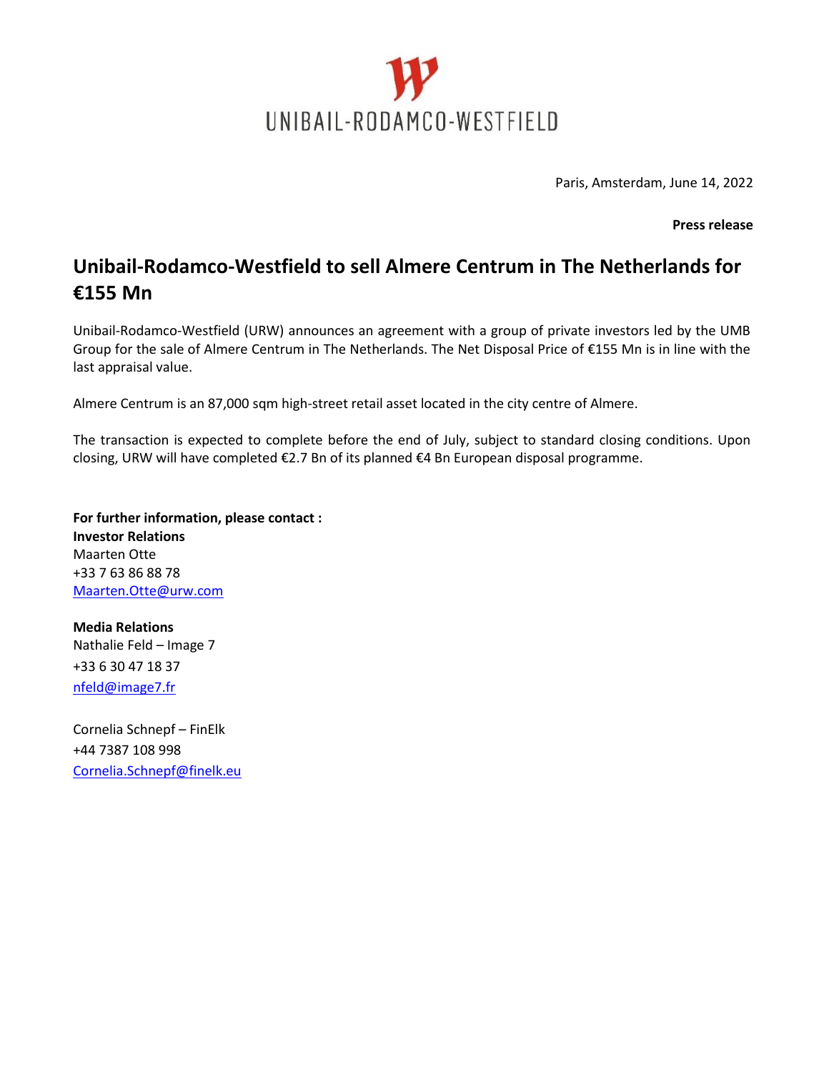UNIBAIL-RODAMCO-WESTFIELD

Paris, Amsterdam, June 14, 2022

**Press release**

# Unibail-Rodamco-Westfield to sell Almere Centrum in The Netherlands for €155 Mn

Unibail-Rodamco-Westfield (URW) announces an agreement with a group of private investors led by the UMB Group for the sale of Almere Centrum in The Netherlands. The Net Disposal Price of €155 Mn is in line with the last appraisal value.

Almere Centrum is an 87,000 sqm high-street retail asset located in the city centre of Almere.

The transaction is expected to complete before the end of July, subject to standard closing conditions. Upon closing, URW will have completed €2.7 Bn of its planned €4 Bn European disposal programme.

**For further information, please contact :**
**Investor Relations**
Maarten Otte
+33 7 63 86 88 78
Maarten.Otte@urw.com

**Media Relations**
Nathalie Feld – Image 7
+33 6 30 47 18 37
nfeld@image7.fr

Cornelia Schnepf – FinElk
+44 7387 108 998
Cornelia.Schnepf@finelk.eu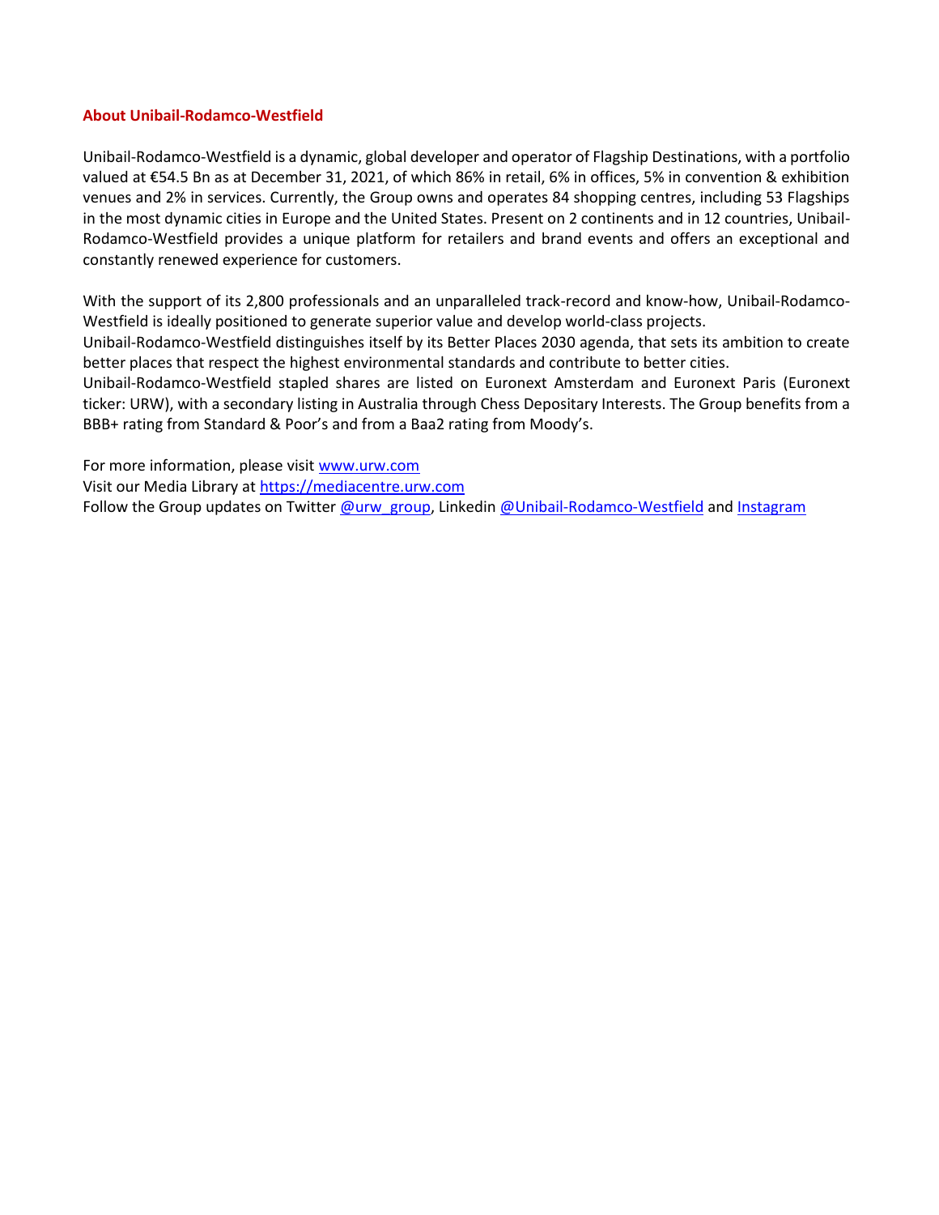### About Unibail-Rodamco-Westfield

Unibail-Rodamco-Westfield is a dynamic, global developer and operator of Flagship Destinations, with a portfolio valued at €54.5 Bn as at December 31, 2021, of which 86% in retail, 6% in offices, 5% in convention & exhibition venues and 2% in services. Currently, the Group owns and operates 84 shopping centres, including 53 Flagships in the most dynamic cities in Europe and the United States. Present on 2 continents and in 12 countries, Unibail-Rodamco-Westfield provides a unique platform for retailers and brand events and offers an exceptional and constantly renewed experience for customers.

With the support of its 2,800 professionals and an unparalleled track-record and know-how, Unibail-Rodamco-Westfield is ideally positioned to generate superior value and develop world-class projects.
Unibail-Rodamco-Westfield distinguishes itself by its Better Places 2030 agenda, that sets its ambition to create better places that respect the highest environmental standards and contribute to better cities.
Unibail-Rodamco-Westfield stapled shares are listed on Euronext Amsterdam and Euronext Paris (Euronext ticker: URW), with a secondary listing in Australia through Chess Depositary Interests. The Group benefits from a BBB+ rating from Standard & Poor's and from a Baa2 rating from Moody's.

For more information, please visit [www.urw.com](www.urw.com)
Visit our Media Library at [https://mediacentre.urw.com](https://mediacentre.urw.com)
Follow the Group updates on Twitter @urw_group, Linkedin @Unibail-Rodamco-Westfield and Instagram